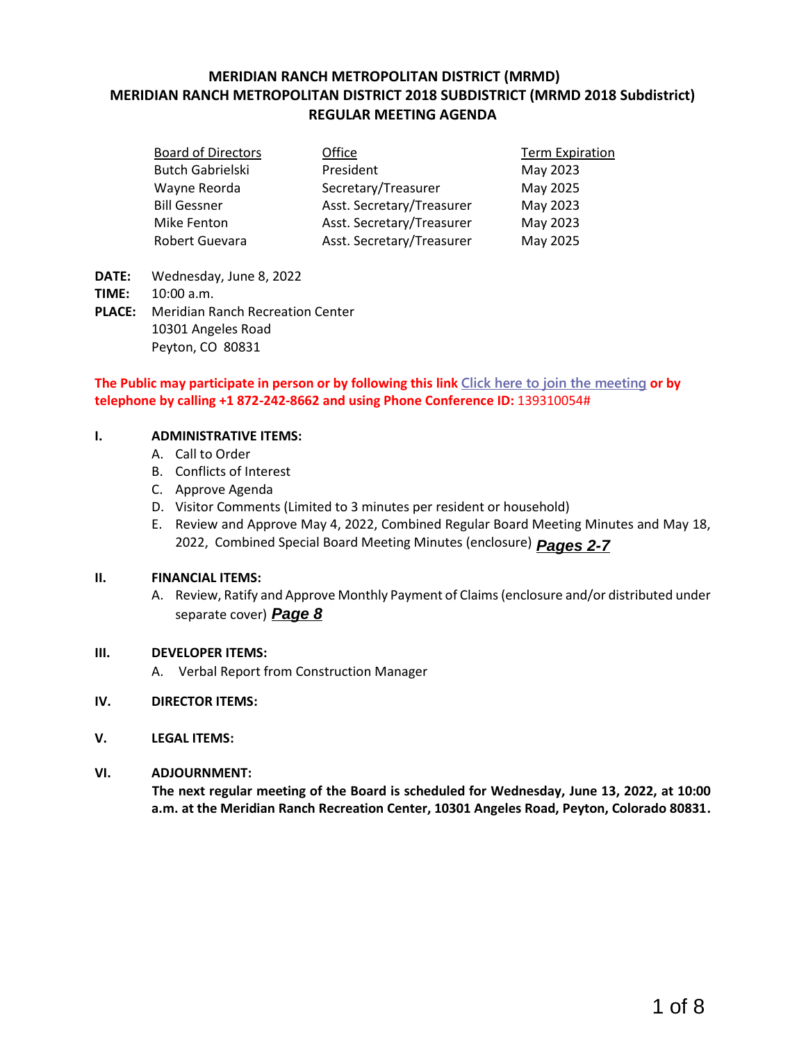**MERIDIAN RANCH METROPOLITAN DISTRICT (MRMD)**
**MERIDIAN RANCH METROPOLITAN DISTRICT 2018 SUBDISTRICT (MRMD 2018 Subdistrict)**
**REGULAR MEETING AGENDA**

| Board of Directors | Office | Term Expiration |
|---|---|---|
| Butch Gabrielski | President | May 2023 |
| Wayne Reorda | Secretary/Treasurer | May 2025 |
| Bill Gessner | Asst. Secretary/Treasurer | May 2023 |
| Mike Fenton | Asst. Secretary/Treasurer | May 2023 |
| Robert Guevara | Asst. Secretary/Treasurer | May 2025 |

**DATE:** Wednesday, June 8, 2022
**TIME:** 10:00 a.m.
**PLACE:** Meridian Ranch Recreation Center
10301 Angeles Road
Peyton, CO 80831

**The Public may participate in person or by following this link Click here to join the meeting or by telephone by calling +1 872-242-8662 and using Phone Conference ID:** 139310054#

**I. ADMINISTRATIVE ITEMS:**

A. Call to Order
B. Conflicts of Interest
C. Approve Agenda
D. Visitor Comments (Limited to 3 minutes per resident or household)
E. Review and Approve May 4, 2022, Combined Regular Board Meeting Minutes and May 18, 2022, Combined Special Board Meeting Minutes (enclosure) ***Pages 2-7***

**II. FINANCIAL ITEMS:**

A. Review, Ratify and Approve Monthly Payment of Claims (enclosure and/or distributed under separate cover) ***Page 8***

**III. DEVELOPER ITEMS:**

A. Verbal Report from Construction Manager

**IV. DIRECTOR ITEMS:**

**V. LEGAL ITEMS:**

**VI. ADJOURNMENT:**

**The next regular meeting of the Board is scheduled for Wednesday, June 13, 2022, at 10:00 a.m. at the Meridian Ranch Recreation Center, 10301 Angeles Road, Peyton, Colorado 80831.**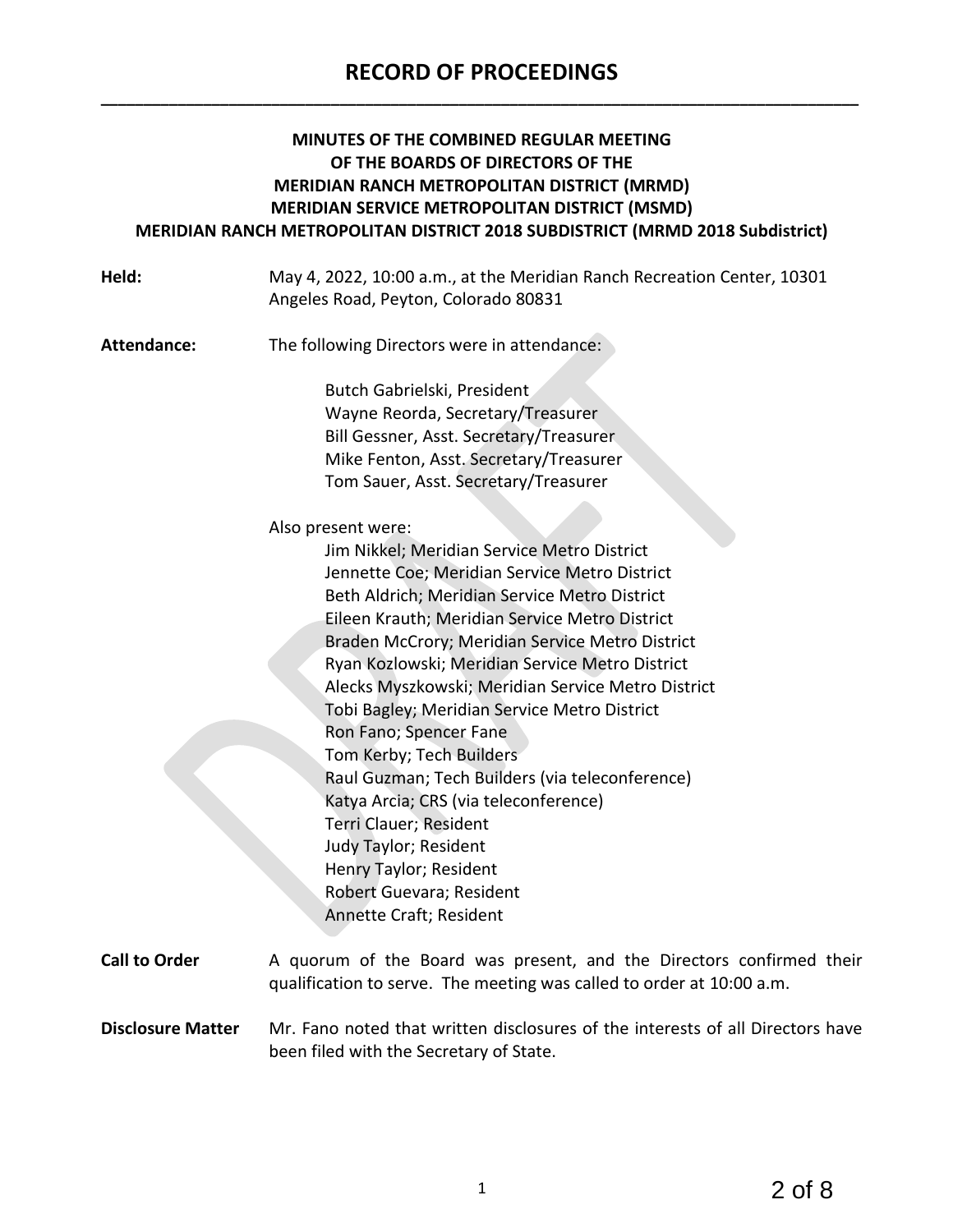# RECORD OF PROCEEDINGS

**MINUTES OF THE COMBINED REGULAR MEETING**
**OF THE BOARDS OF DIRECTORS OF THE**
**MERIDIAN RANCH METROPOLITAN DISTRICT (MRMD)**
**MERIDIAN SERVICE METROPOLITAN DISTRICT (MSMD)**
**MERIDIAN RANCH METROPOLITAN DISTRICT 2018 SUBDISTRICT (MRMD 2018 Subdistrict)**

**Held:** May 4, 2022, 10:00 a.m., at the Meridian Ranch Recreation Center, 10301 Angeles Road, Peyton, Colorado 80831

**Attendance:** The following Directors were in attendance:

Butch Gabrielski, President
Wayne Reorda, Secretary/Treasurer
Bill Gessner, Asst. Secretary/Treasurer
Mike Fenton, Asst. Secretary/Treasurer
Tom Sauer, Asst. Secretary/Treasurer

Also present were:

Jim Nikkel; Meridian Service Metro District
Jennette Coe; Meridian Service Metro District
Beth Aldrich; Meridian Service Metro District
Eileen Krauth; Meridian Service Metro District
Braden McCrory; Meridian Service Metro District
Ryan Kozlowski; Meridian Service Metro District
Alecks Myszkowski; Meridian Service Metro District
Tobi Bagley; Meridian Service Metro District
Ron Fano; Spencer Fane
Tom Kerby; Tech Builders
Raul Guzman; Tech Builders (via teleconference)
Katya Arcia; CRS (via teleconference)
Terri Clauer; Resident
Judy Taylor; Resident
Henry Taylor; Resident
Robert Guevara; Resident
Annette Craft; Resident

**Call to Order** A quorum of the Board was present, and the Directors confirmed their qualification to serve. The meeting was called to order at 10:00 a.m.

**Disclosure Matter** Mr. Fano noted that written disclosures of the interests of all Directors have been filed with the Secretary of State.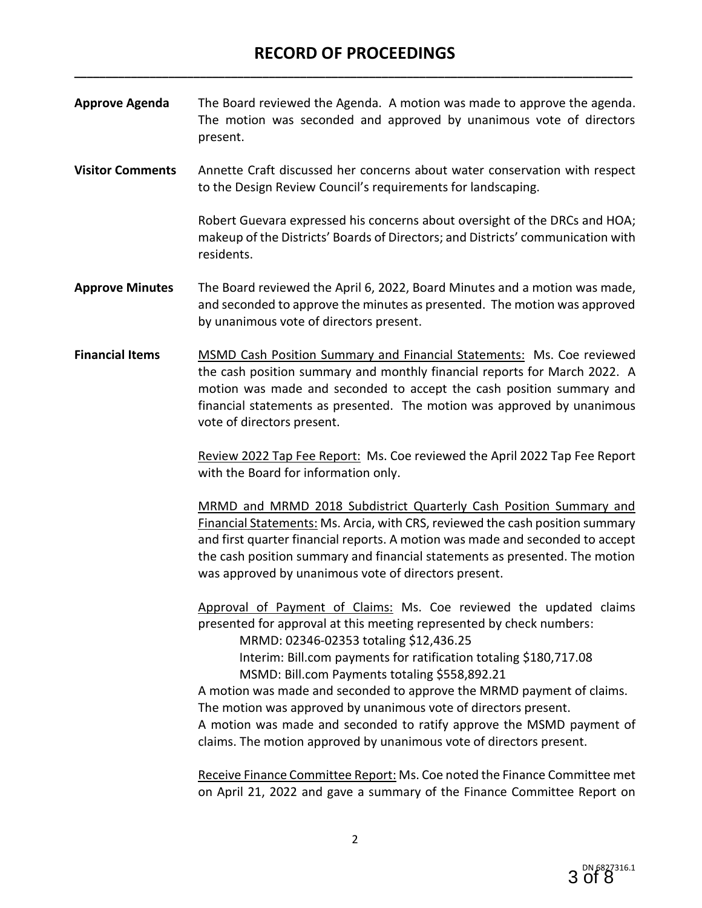# RECORD OF PROCEEDINGS

**Approve Agenda** The Board reviewed the Agenda. A motion was made to approve the agenda. The motion was seconded and approved by unanimous vote of directors present.

**Visitor Comments** Annette Craft discussed her concerns about water conservation with respect to the Design Review Council's requirements for landscaping.

Robert Guevara expressed his concerns about oversight of the DRCs and HOA; makeup of the Districts' Boards of Directors; and Districts' communication with residents.

**Approve Minutes** The Board reviewed the April 6, 2022, Board Minutes and a motion was made, and seconded to approve the minutes as presented. The motion was approved by unanimous vote of directors present.

**Financial Items** <u>MSMD Cash Position Summary and Financial Statements:</u> Ms. Coe reviewed the cash position summary and monthly financial reports for March 2022. A motion was made and seconded to accept the cash position summary and financial statements as presented. The motion was approved by unanimous vote of directors present.

<u>Review 2022 Tap Fee Report:</u> Ms. Coe reviewed the April 2022 Tap Fee Report with the Board for information only.

<u>MRMD and MRMD 2018 Subdistrict Quarterly Cash Position Summary and Financial Statements:</u> Ms. Arcia, with CRS, reviewed the cash position summary and first quarter financial reports. A motion was made and seconded to accept the cash position summary and financial statements as presented. The motion was approved by unanimous vote of directors present.

<u>Approval of Payment of Claims:</u> Ms. Coe reviewed the updated claims presented for approval at this meeting represented by check numbers:

MRMD: 02346-02353 totaling $12,436.25
Interim: Bill.com payments for ratification totaling $180,717.08
MSMD: Bill.com Payments totaling $558,892.21

A motion was made and seconded to approve the MRMD payment of claims. The motion was approved by unanimous vote of directors present.
A motion was made and seconded to ratify approve the MSMD payment of claims. The motion approved by unanimous vote of directors present.

<u>Receive Finance Committee Report:</u> Ms. Coe noted the Finance Committee met on April 21, 2022 and gave a summary of the Finance Committee Report on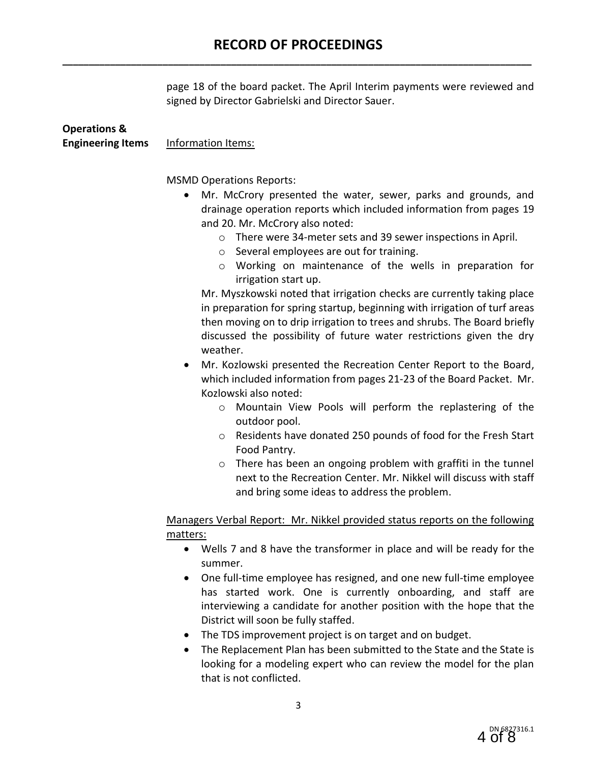# RECORD OF PROCEEDINGS

page 18 of the board packet. The April Interim payments were reviewed and signed by Director Gabrielski and Director Sauer.

**Operations & Engineering Items**

Information Items:

MSMD Operations Reports:

- Mr. McCrory presented the water, sewer, parks and grounds, and drainage operation reports which included information from pages 19 and 20. Mr. McCrory also noted:
  - There were 34-meter sets and 39 sewer inspections in April.
  - Several employees are out for training.
  - Working on maintenance of the wells in preparation for irrigation start up.

  Mr. Myszkowski noted that irrigation checks are currently taking place in preparation for spring startup, beginning with irrigation of turf areas then moving on to drip irrigation to trees and shrubs. The Board briefly discussed the possibility of future water restrictions given the dry weather.
- Mr. Kozlowski presented the Recreation Center Report to the Board, which included information from pages 21-23 of the Board Packet. Mr. Kozlowski also noted:
  - Mountain View Pools will perform the replastering of the outdoor pool.
  - Residents have donated 250 pounds of food for the Fresh Start Food Pantry.
  - There has been an ongoing problem with graffiti in the tunnel next to the Recreation Center. Mr. Nikkel will discuss with staff and bring some ideas to address the problem.

Managers Verbal Report: Mr. Nikkel provided status reports on the following matters:

- Wells 7 and 8 have the transformer in place and will be ready for the summer.
- One full-time employee has resigned, and one new full-time employee has started work. One is currently onboarding, and staff are interviewing a candidate for another position with the hope that the District will soon be fully staffed.
- The TDS improvement project is on target and on budget.
- The Replacement Plan has been submitted to the State and the State is looking for a modeling expert who can review the model for the plan that is not conflicted.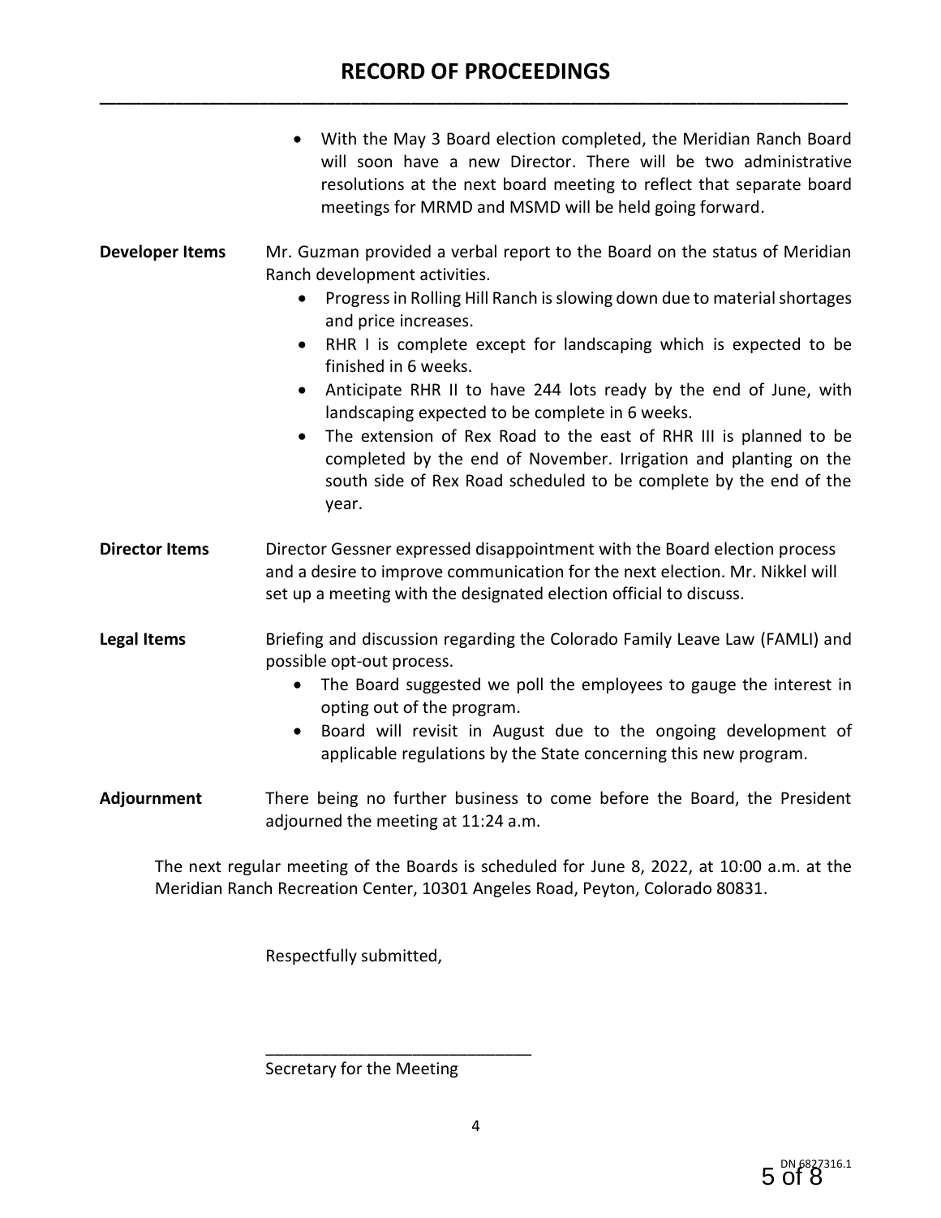# RECORD OF PROCEEDINGS

- With the May 3 Board election completed, the Meridian Ranch Board will soon have a new Director. There will be two administrative resolutions at the next board meeting to reflect that separate board meetings for MRMD and MSMD will be held going forward.

**Developer Items**

Mr. Guzman provided a verbal report to the Board on the status of Meridian Ranch development activities.

- Progress in Rolling Hill Ranch is slowing down due to material shortages and price increases.
- RHR I is complete except for landscaping which is expected to be finished in 6 weeks.
- Anticipate RHR II to have 244 lots ready by the end of June, with landscaping expected to be complete in 6 weeks.
- The extension of Rex Road to the east of RHR III is planned to be completed by the end of November. Irrigation and planting on the south side of Rex Road scheduled to be complete by the end of the year.

**Director Items**

Director Gessner expressed disappointment with the Board election process and a desire to improve communication for the next election. Mr. Nikkel will set up a meeting with the designated election official to discuss.

**Legal Items**

Briefing and discussion regarding the Colorado Family Leave Law (FAMLI) and possible opt-out process.

- The Board suggested we poll the employees to gauge the interest in opting out of the program.
- Board will revisit in August due to the ongoing development of applicable regulations by the State concerning this new program.

**Adjournment**

There being no further business to come before the Board, the President adjourned the meeting at 11:24 a.m.

The next regular meeting of the Boards is scheduled for June 8, 2022, at 10:00 a.m. at the Meridian Ranch Recreation Center, 10301 Angeles Road, Peyton, Colorado 80831.

Respectfully submitted,

\_\_\_\_\_\_\_\_\_\_\_\_\_\_\_\_\_\_\_\_\_\_\_\_\_\_\_\_\_\_

Secretary for the Meeting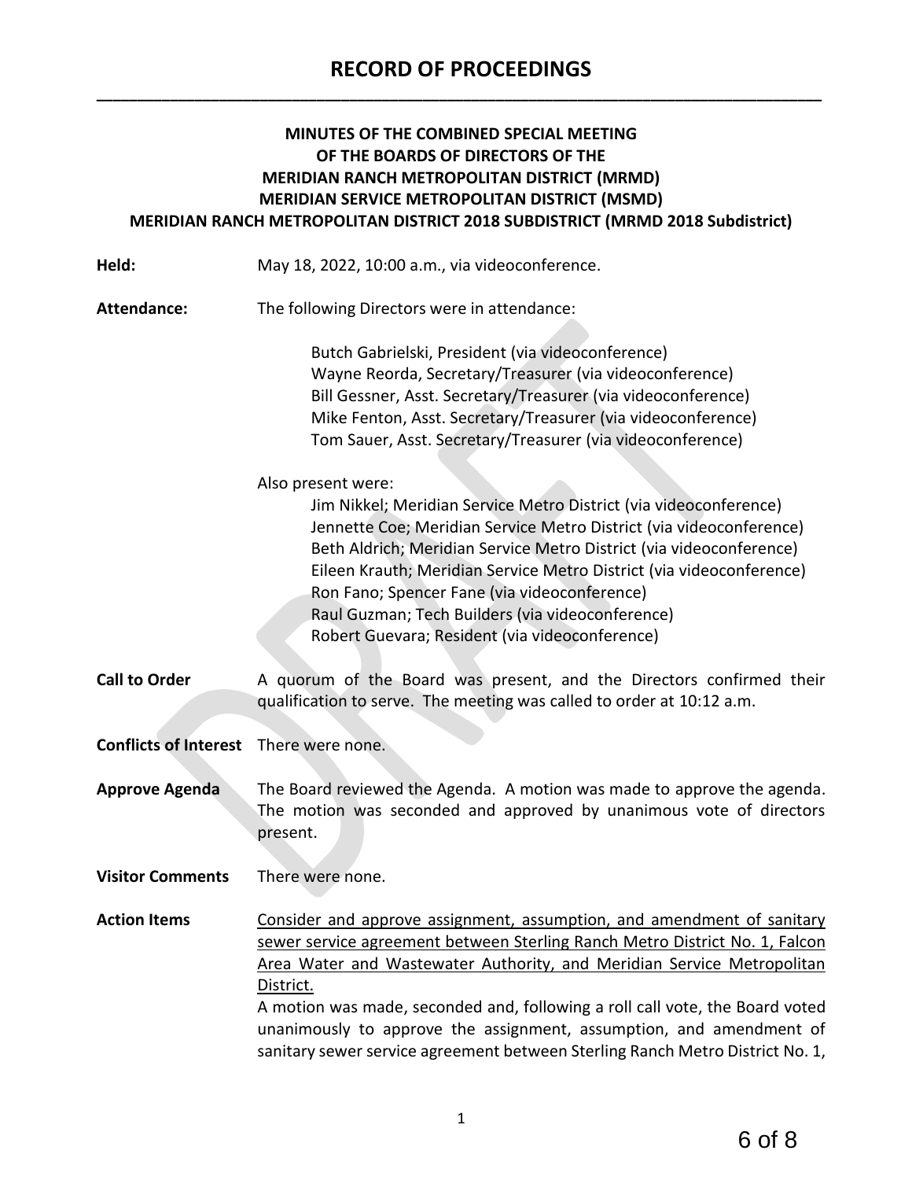# RECORD OF PROCEEDINGS

**MINUTES OF THE COMBINED SPECIAL MEETING OF THE BOARDS OF DIRECTORS OF THE MERIDIAN RANCH METROPOLITAN DISTRICT (MRMD) MERIDIAN SERVICE METROPOLITAN DISTRICT (MSMD) MERIDIAN RANCH METROPOLITAN DISTRICT 2018 SUBDISTRICT (MRMD 2018 Subdistrict)**

**Held:** May 18, 2022, 10:00 a.m., via videoconference.

**Attendance:** The following Directors were in attendance:

Butch Gabrielski, President (via videoconference)
Wayne Reorda, Secretary/Treasurer (via videoconference)
Bill Gessner, Asst. Secretary/Treasurer (via videoconference)
Mike Fenton, Asst. Secretary/Treasurer (via videoconference)
Tom Sauer, Asst. Secretary/Treasurer (via videoconference)

Also present were:

Jim Nikkel; Meridian Service Metro District (via videoconference)
Jennette Coe; Meridian Service Metro District (via videoconference)
Beth Aldrich; Meridian Service Metro District (via videoconference)
Eileen Krauth; Meridian Service Metro District (via videoconference)
Ron Fano; Spencer Fane (via videoconference)
Raul Guzman; Tech Builders (via videoconference)
Robert Guevara; Resident (via videoconference)

**Call to Order** A quorum of the Board was present, and the Directors confirmed their qualification to serve. The meeting was called to order at 10:12 a.m.

**Conflicts of Interest** There were none.

**Approve Agenda** The Board reviewed the Agenda. A motion was made to approve the agenda. The motion was seconded and approved by unanimous vote of directors present.

**Visitor Comments** There were none.

**Action Items** Consider and approve assignment, assumption, and amendment of sanitary sewer service agreement between Sterling Ranch Metro District No. 1, Falcon Area Water and Wastewater Authority, and Meridian Service Metropolitan District.

A motion was made, seconded and, following a roll call vote, the Board voted unanimously to approve the assignment, assumption, and amendment of sanitary sewer service agreement between Sterling Ranch Metro District No. 1,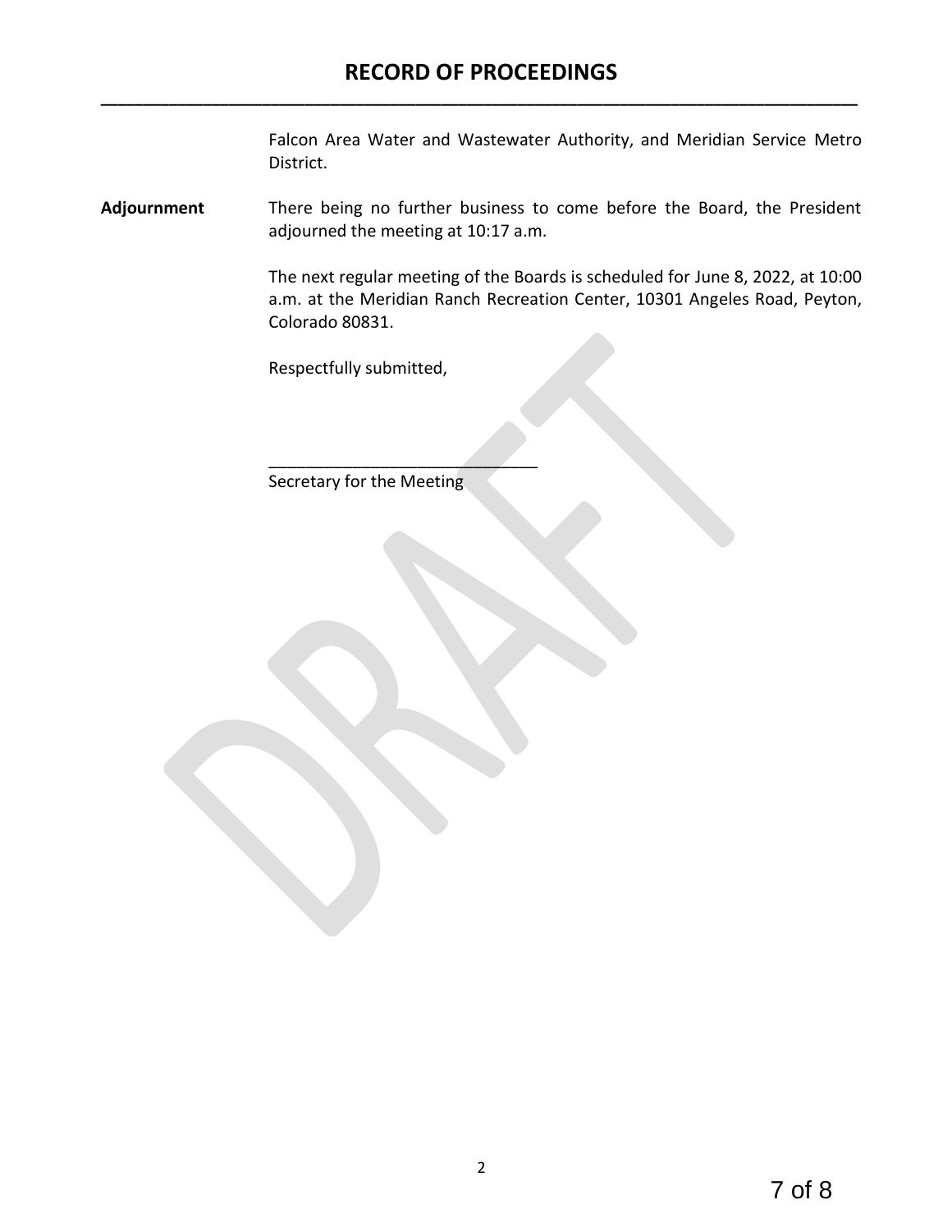# RECORD OF PROCEEDINGS

Falcon Area Water and Wastewater Authority, and Meridian Service Metro District.

**Adjournment**

There being no further business to come before the Board, the President adjourned the meeting at 10:17 a.m.

The next regular meeting of the Boards is scheduled for June 8, 2022, at 10:00 a.m. at the Meridian Ranch Recreation Center, 10301 Angeles Road, Peyton, Colorado 80831.

Respectfully submitted,

____________________________
Secretary for the Meeting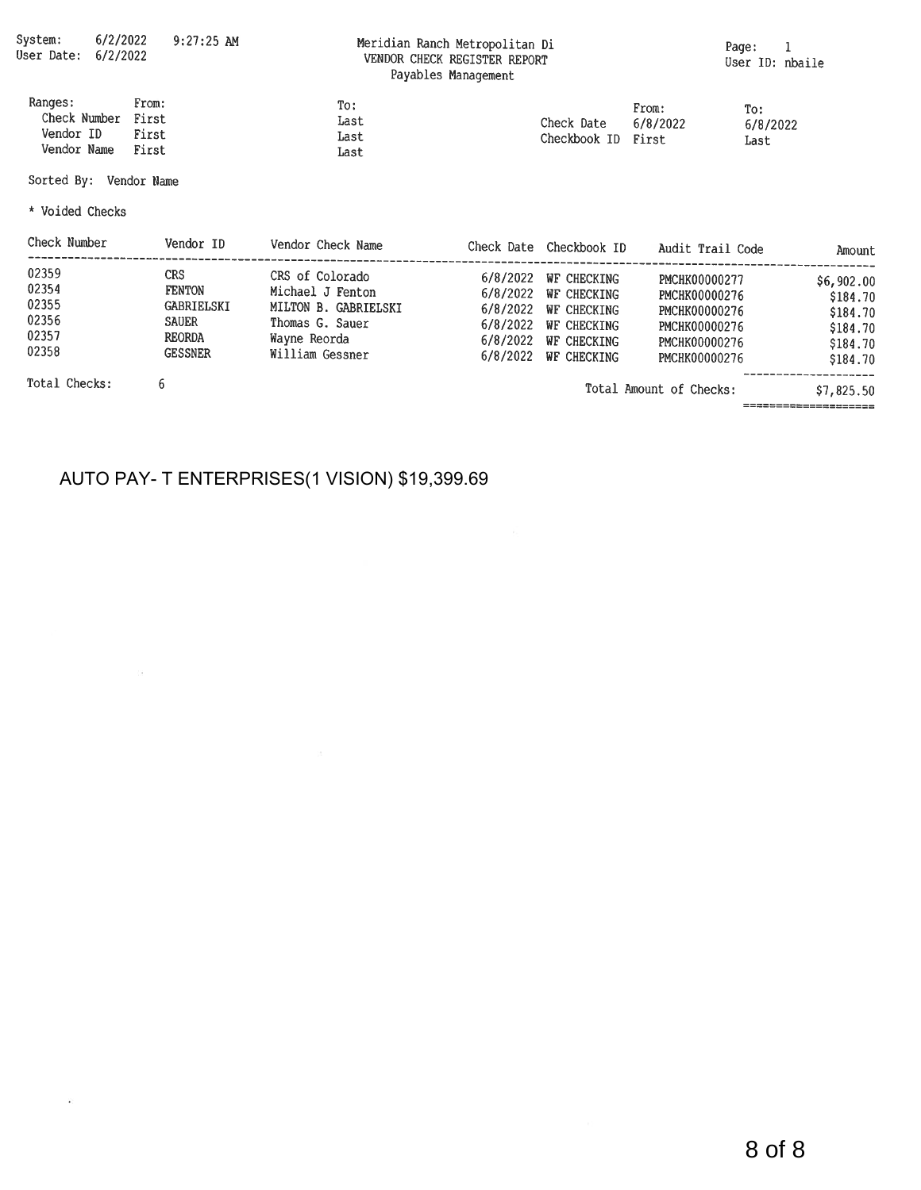System: 6/2/2022 9:27:25 AM
User Date: 6/2/2022

Meridian Ranch Metropolitan Di
VENDOR CHECK REGISTER REPORT
Payables Management

Page: 1
User ID: nbaile

Ranges:

| | From: | To: | | From: | To: |
|---|---|---|---|---|---|
| Check Number | First | Last | Check Date | 6/8/2022 | 6/8/2022 |
| Vendor ID | First | Last | Checkbook ID | First | Last |
| Vendor Name | First | Last | | | |

Sorted By: Vendor Name

\* Voided Checks

| Check Number | Vendor ID | Vendor Check Name | Check Date | Checkbook ID | Audit Trail Code | Amount |
|---|---|---|---|---|---|---|
| 02359 | CRS | CRS of Colorado | 6/8/2022 | WF CHECKING | PMCHK00000277 | $6,902.00 |
| 02354 | FENTON | Michael J Fenton | 6/8/2022 | WF CHECKING | PMCHK00000276 | $184.70 |
| 02355 | GABRIELSKI | MILTON B. GABRIELSKI | 6/8/2022 | WF CHECKING | PMCHK00000276 | $184.70 |
| 02356 | SAUER | Thomas G. Sauer | 6/8/2022 | WF CHECKING | PMCHK00000276 | $184.70 |
| 02357 | REORDA | Wayne Reorda | 6/8/2022 | WF CHECKING | PMCHK00000276 | $184.70 |
| 02358 | GESSNER | William Gessner | 6/8/2022 | WF CHECKING | PMCHK00000276 | $184.70 |

Total Checks: 6

Total Amount of Checks: $7,825.50

AUTO PAY- T ENTERPRISES(1 VISION) $19,399.69